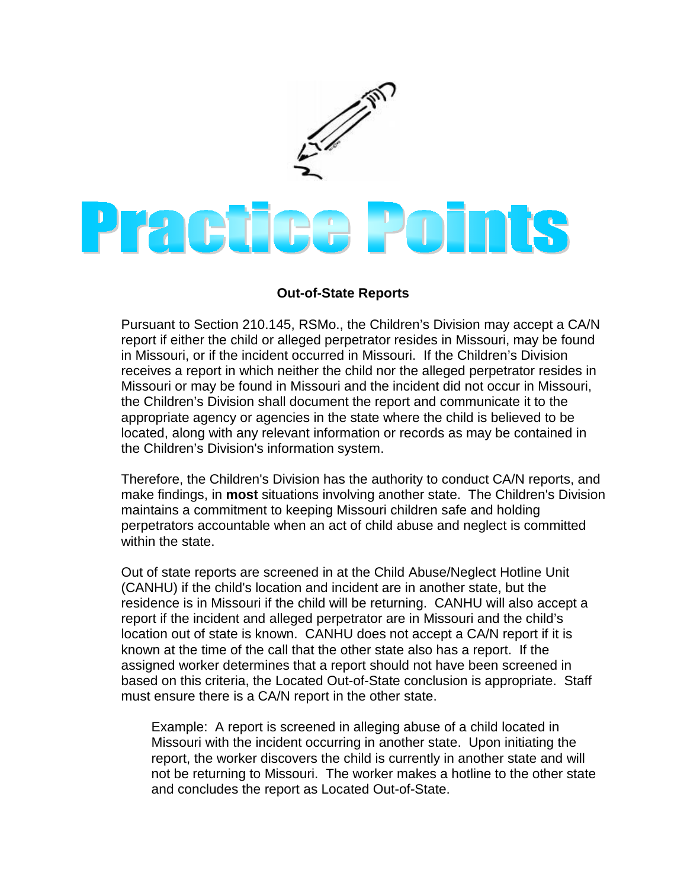# Practice Points

### Out-of-State Reports

Pursuant to Section 210.145, RSMo., the Children's Division may accept a CA/N report if either the child or alleged perpetrator resides in Missouri, may be found in Missouri, or if the incident occurred in Missouri. If the Children's Division receives a report in which neither the child nor the alleged perpetrator resides in Missouri or may be found in Missouri and the incident did not occur in Missouri, the Children's Division shall document the report and communicate it to the appropriate agency or agencies in the state where the child is believed to be located, along with any relevant information or records as may be contained in the Children's Division's information system.

Therefore, the Children's Division has the authority to conduct CA/N reports, and make findings, in **most** situations involving another state. The Children's Division maintains a commitment to keeping Missouri children safe and holding perpetrators accountable when an act of child abuse and neglect is committed within the state.

Out of state reports are screened in at the Child Abuse/Neglect Hotline Unit (CANHU) if the child's location and incident are in another state, but the residence is in Missouri if the child will be returning. CANHU will also accept a report if the incident and alleged perpetrator are in Missouri and the child's location out of state is known. CANHU does not accept a CA/N report if it is known at the time of the call that the other state also has a report. If the assigned worker determines that a report should not have been screened in based on this criteria, the Located Out-of-State conclusion is appropriate. Staff must ensure there is a CA/N report in the other state.

> Example: A report is screened in alleging abuse of a child located in Missouri with the incident occurring in another state. Upon initiating the report, the worker discovers the child is currently in another state and will not be returning to Missouri. The worker makes a hotline to the other state and concludes the report as Located Out-of-State.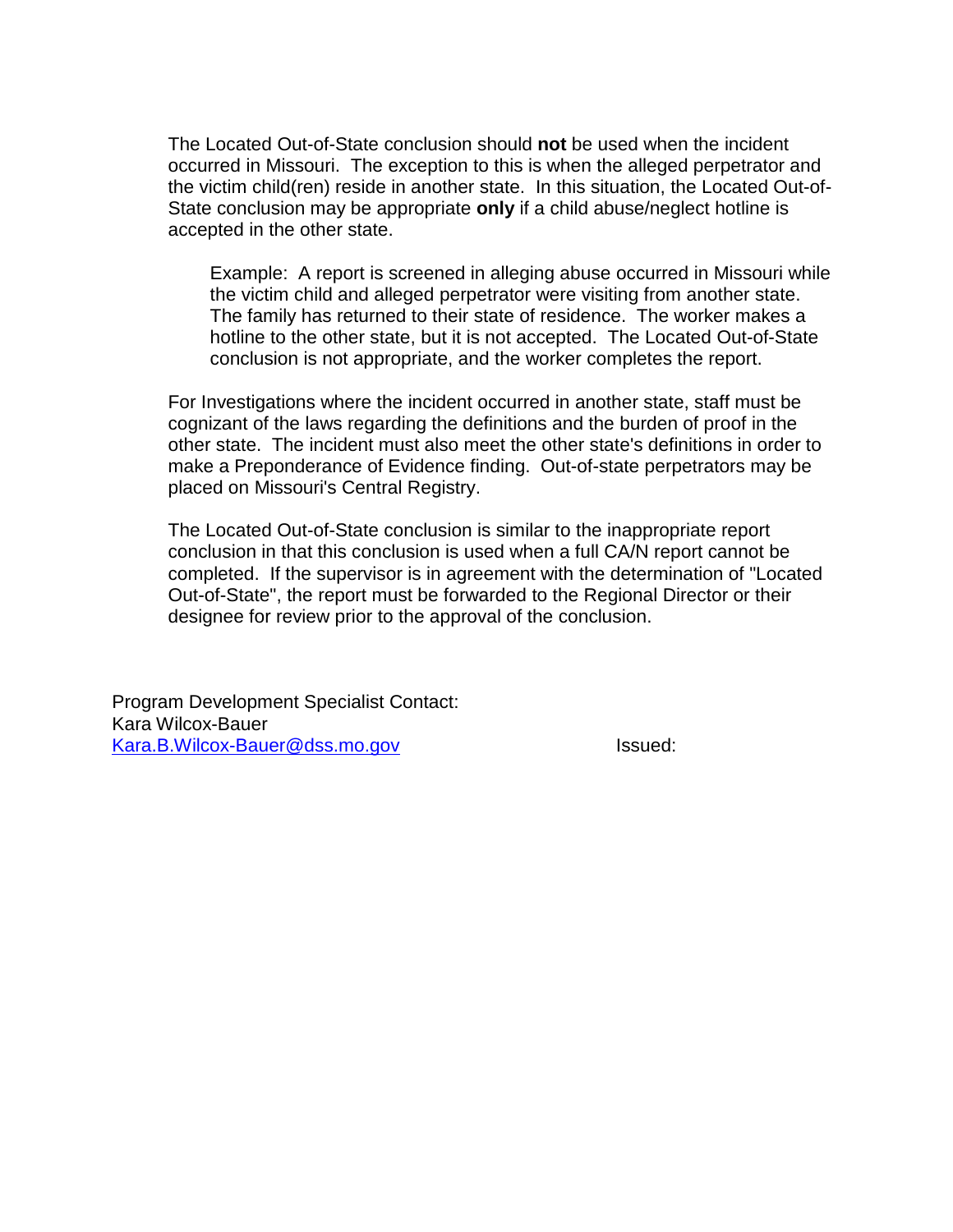The Located Out-of-State conclusion should **not** be used when the incident occurred in Missouri. The exception to this is when the alleged perpetrator and the victim child(ren) reside in another state. In this situation, the Located Out-of-State conclusion may be appropriate **only** if a child abuse/neglect hotline is accepted in the other state.

> Example: A report is screened in alleging abuse occurred in Missouri while the victim child and alleged perpetrator were visiting from another state. The family has returned to their state of residence. The worker makes a hotline to the other state, but it is not accepted. The Located Out-of-State conclusion is not appropriate, and the worker completes the report.

For Investigations where the incident occurred in another state, staff must be cognizant of the laws regarding the definitions and the burden of proof in the other state. The incident must also meet the other state's definitions in order to make a Preponderance of Evidence finding. Out-of-state perpetrators may be placed on Missouri's Central Registry.

The Located Out-of-State conclusion is similar to the inappropriate report conclusion in that this conclusion is used when a full CA/N report cannot be completed. If the supervisor is in agreement with the determination of "Located Out-of-State", the report must be forwarded to the Regional Director or their designee for review prior to the approval of the conclusion.

Program Development Specialist Contact:
Kara Wilcox-Bauer
[Kara.B.Wilcox-Bauer@dss.mo.gov](mailto:Kara.B.Wilcox-Bauer@dss.mo.gov)

Issued: